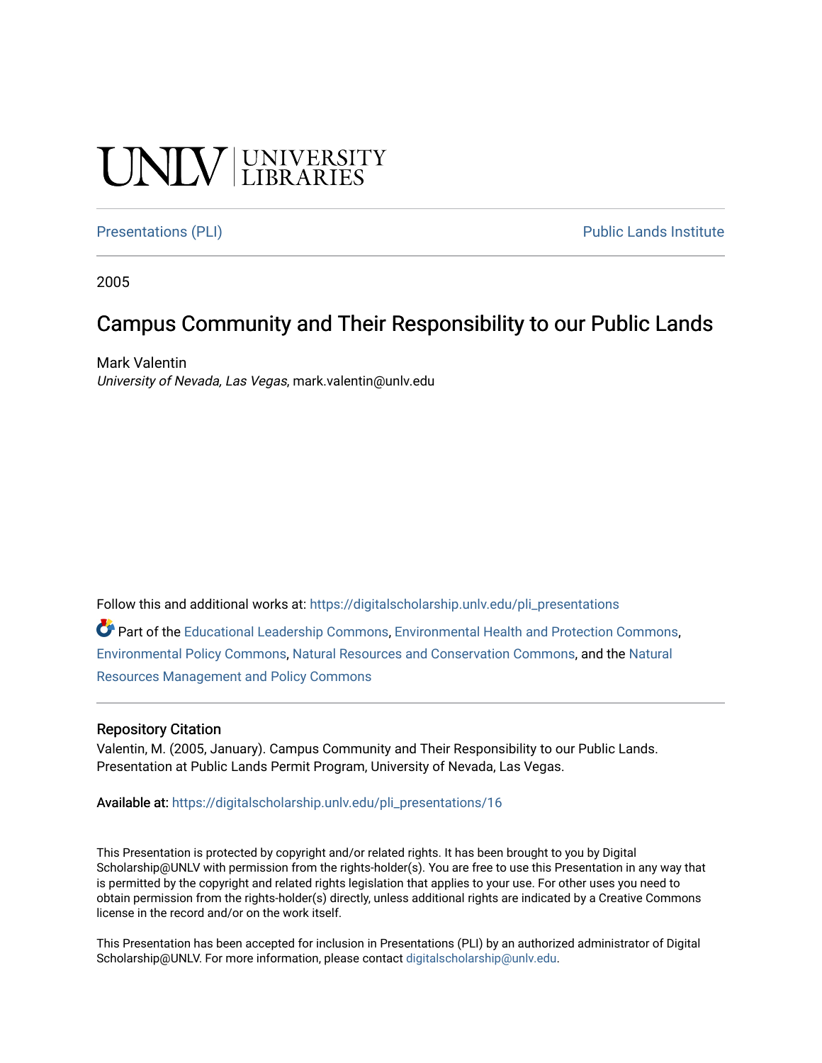UNLV | UNIVERSITY LIBRARIES

Presentations (PLI) | Public Lands Institute

2005

# Campus Community and Their Responsibility to our Public Lands

Mark Valentin
*University of Nevada, Las Vegas*, mark.valentin@unlv.edu

Follow this and additional works at: https://digitalscholarship.unlv.edu/pli_presentations

Part of the Educational Leadership Commons, Environmental Health and Protection Commons, Environmental Policy Commons, Natural Resources and Conservation Commons, and the Natural Resources Management and Policy Commons

## Repository Citation

Valentin, M. (2005, January). Campus Community and Their Responsibility to our Public Lands. Presentation at Public Lands Permit Program, University of Nevada, Las Vegas.

Available at: https://digitalscholarship.unlv.edu/pli_presentations/16

This Presentation is protected by copyright and/or related rights. It has been brought to you by Digital Scholarship@UNLV with permission from the rights-holder(s). You are free to use this Presentation in any way that is permitted by the copyright and related rights legislation that applies to your use. For other uses you need to obtain permission from the rights-holder(s) directly, unless additional rights are indicated by a Creative Commons license in the record and/or on the work itself.

This Presentation has been accepted for inclusion in Presentations (PLI) by an authorized administrator of Digital Scholarship@UNLV. For more information, please contact digitalscholarship@unlv.edu.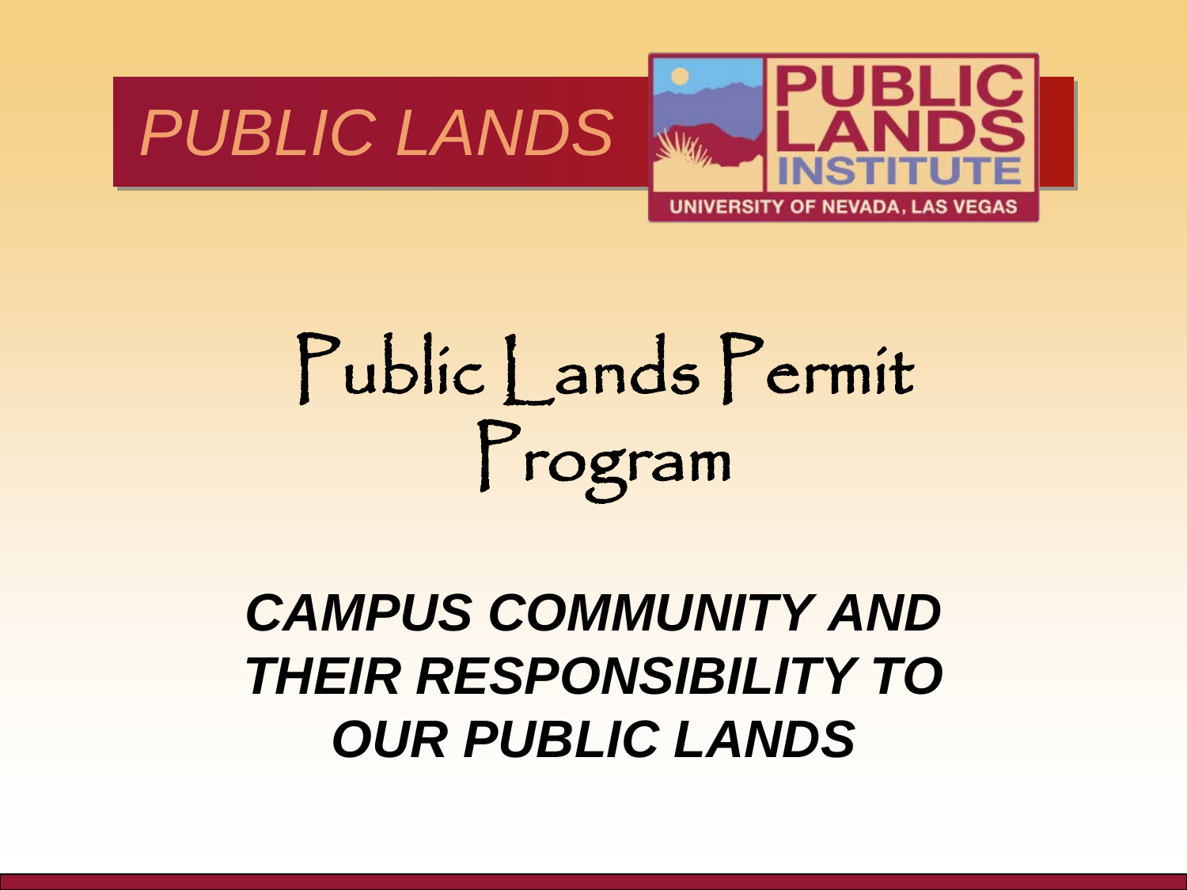PUBLIC LANDS

PUBLIC LANDS INSTITUTE

UNIVERSITY OF NEVADA, LAS VEGAS

# Public Lands Permit Program

***CAMPUS COMMUNITY AND THEIR RESPONSIBILITY TO OUR PUBLIC LANDS***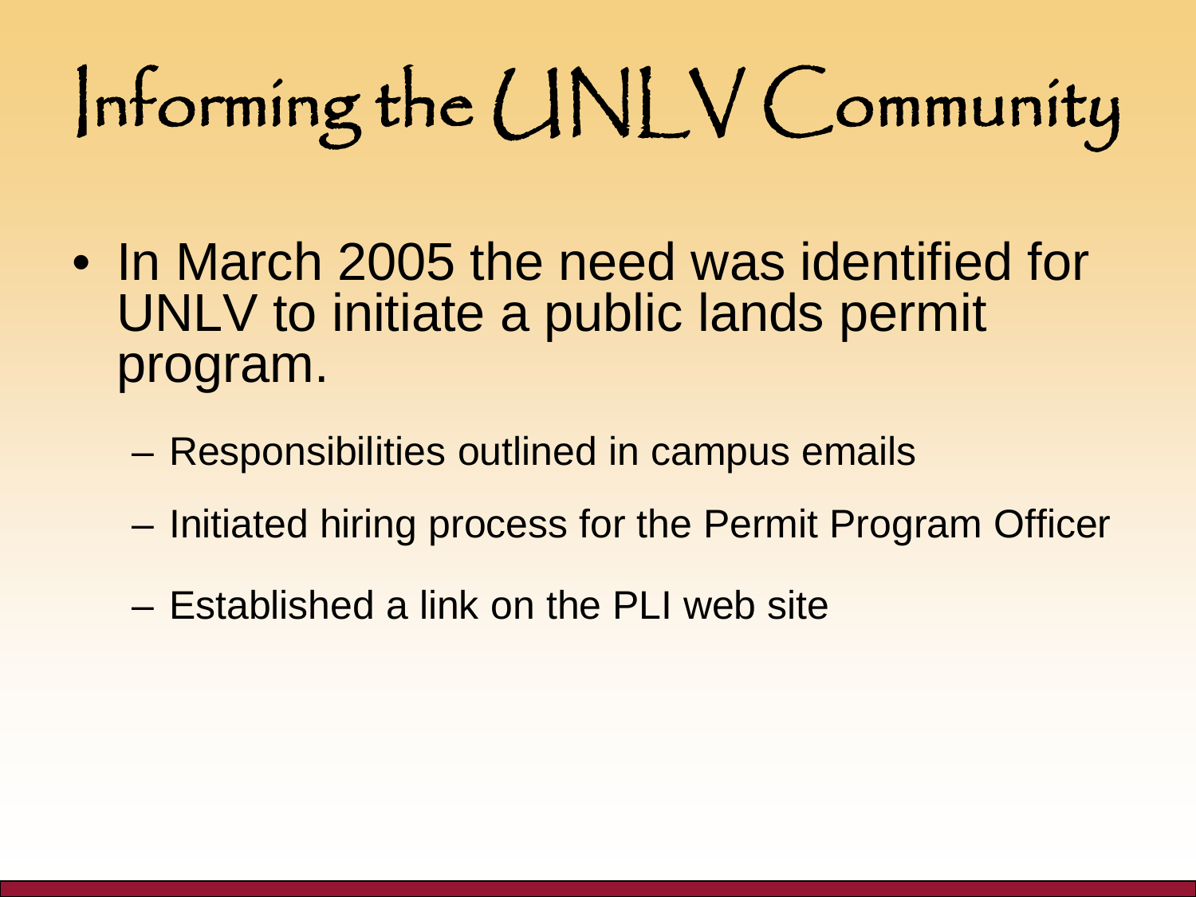# Informing the UNLV Community

- In March 2005 the need was identified for UNLV to initiate a public lands permit program.
  - Responsibilities outlined in campus emails
  - Initiated hiring process for the Permit Program Officer
  - Established a link on the PLI web site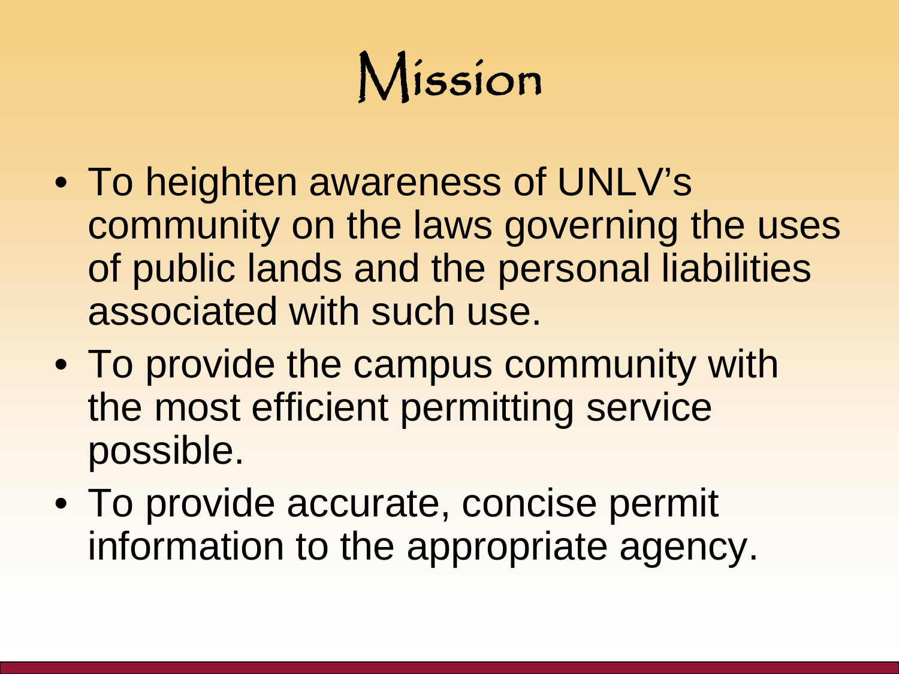# Mission

- To heighten awareness of UNLV's community on the laws governing the uses of public lands and the personal liabilities associated with such use.
- To provide the campus community with the most efficient permitting service possible.
- To provide accurate, concise permit information to the appropriate agency.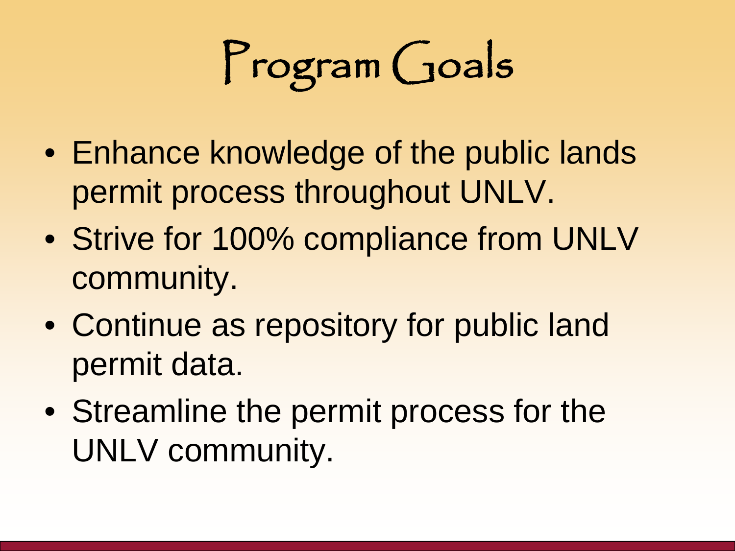# Program Goals

- Enhance knowledge of the public lands permit process throughout UNLV.
- Strive for 100% compliance from UNLV community.
- Continue as repository for public land permit data.
- Streamline the permit process for the UNLV community.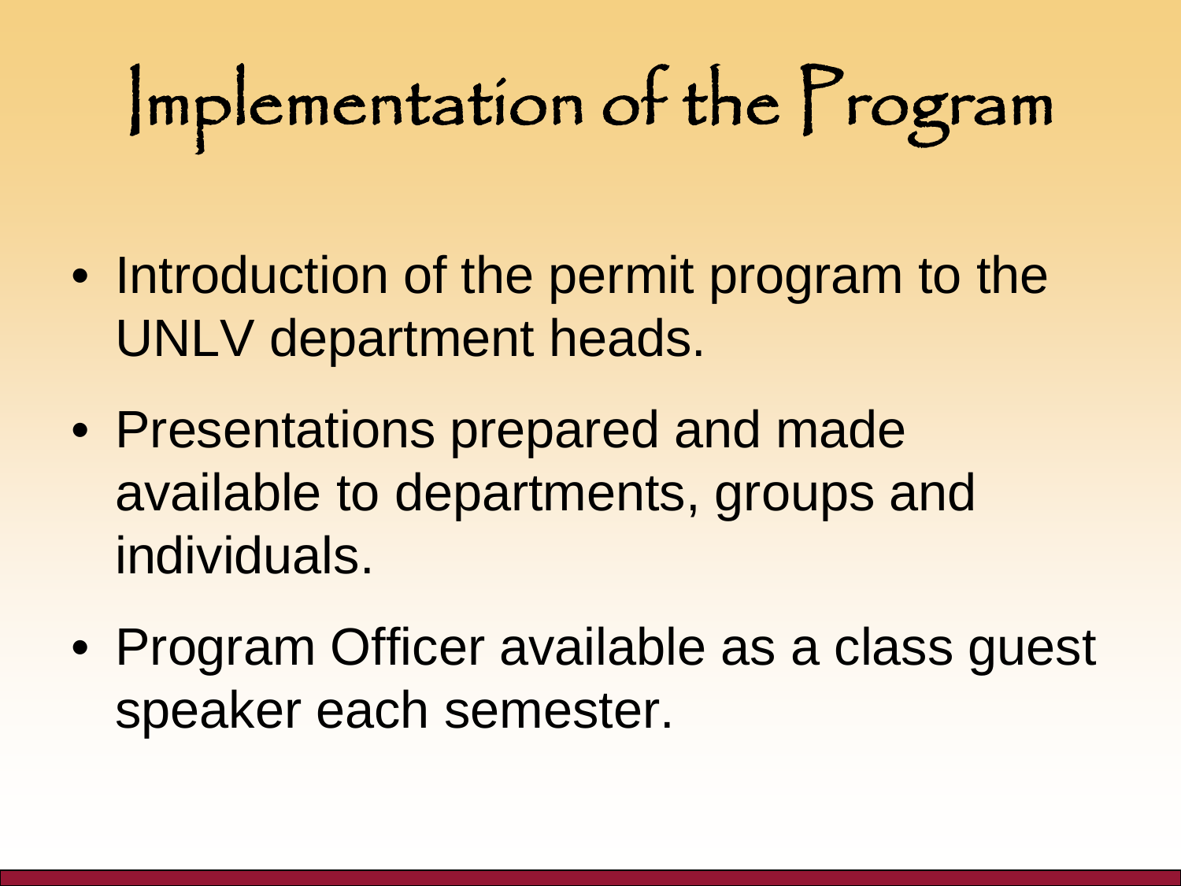# Implementation of the Program

- Introduction of the permit program to the UNLV department heads.
- Presentations prepared and made available to departments, groups and individuals.
- Program Officer available as a class guest speaker each semester.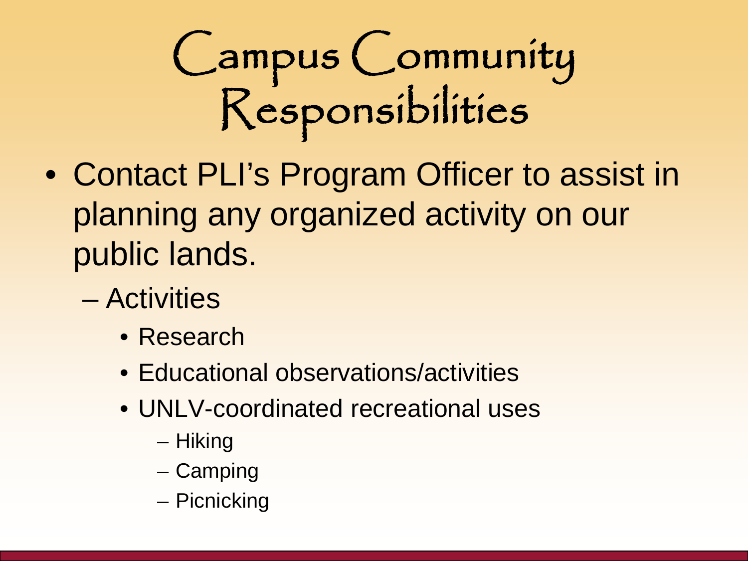# Campus Community Responsibilities

- Contact PLI's Program Officer to assist in planning any organized activity on our public lands.
  - Activities
    - Research
    - Educational observations/activities
    - UNLV-coordinated recreational uses
      - Hiking
      - Camping
      - Picnicking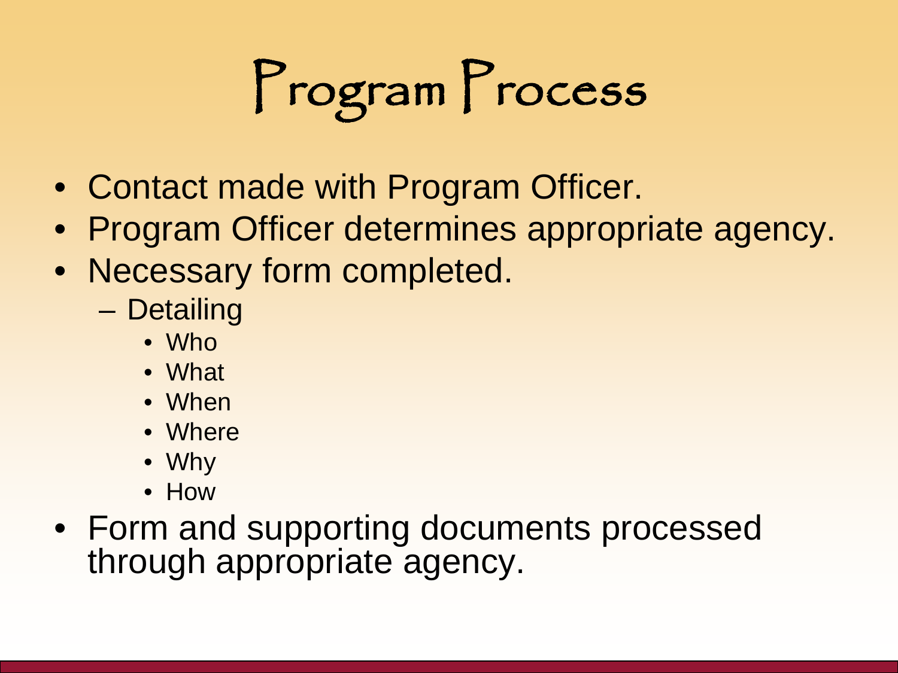# Program Process

- Contact made with Program Officer.
- Program Officer determines appropriate agency.
- Necessary form completed.
  - Detailing
    - Who
    - What
    - When
    - Where
    - Why
    - How
- Form and supporting documents processed through appropriate agency.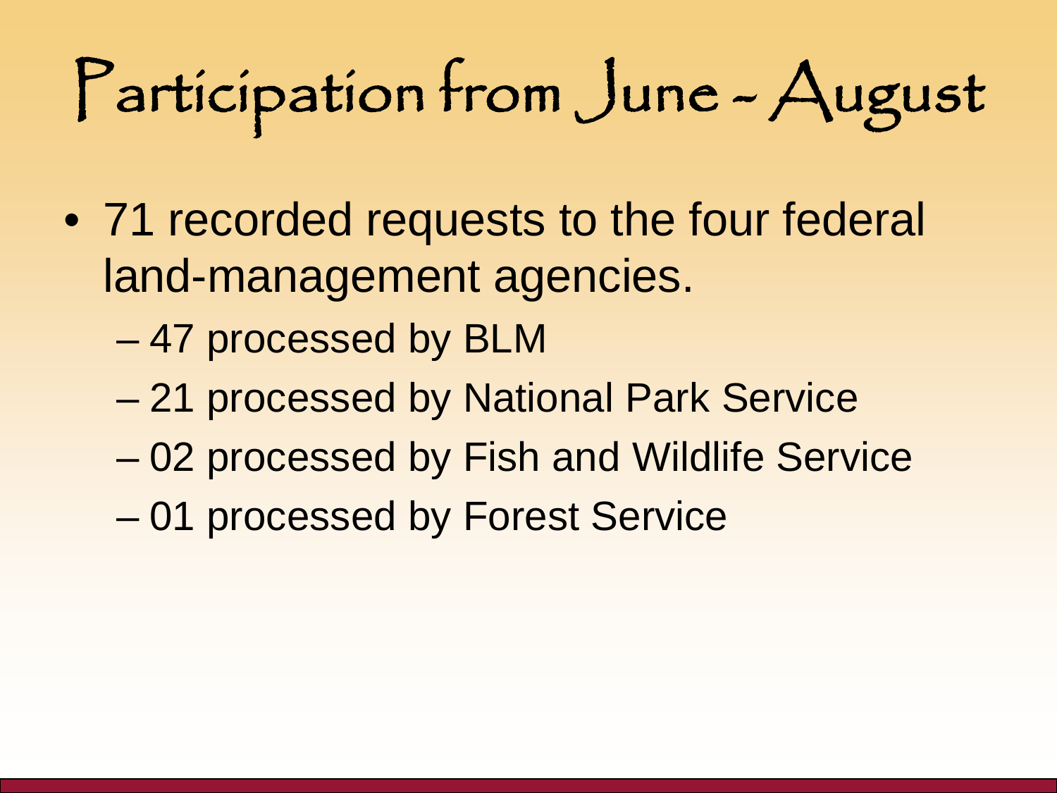# Participation from June - August

- 71 recorded requests to the four federal land-management agencies.
  - 47 processed by BLM
  - 21 processed by National Park Service
  - 02 processed by Fish and Wildlife Service
  - 01 processed by Forest Service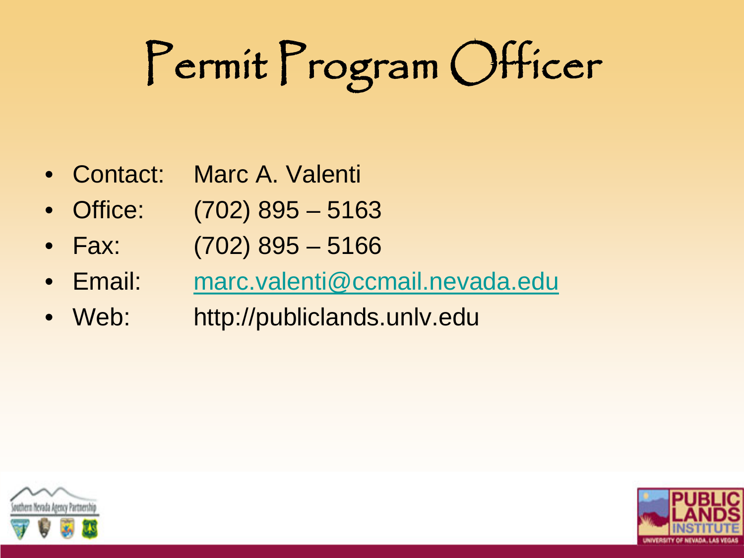# Permit Program Officer

- Contact: Marc A. Valenti
- Office: (702) 895 – 5163
- Fax: (702) 895 – 5166
- Email: marc.valenti@ccmail.nevada.edu
- Web: http://publiclands.unlv.edu